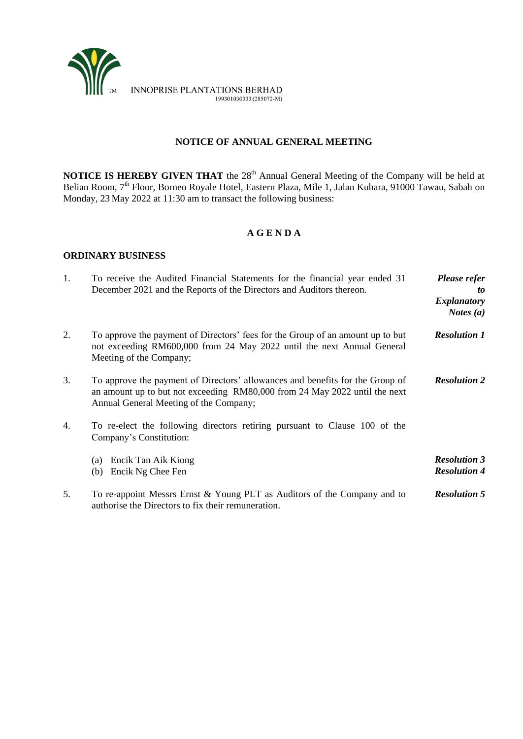INNOPRISE PLANTATIONS BERHAD
199301030333 (285072-M)

## NOTICE OF ANNUAL GENERAL MEETING

**NOTICE IS HEREBY GIVEN THAT** the 28th Annual General Meeting of the Company will be held at Belian Room, 7th Floor, Borneo Royale Hotel, Eastern Plaza, Mile 1, Jalan Kuhara, 91000 Tawau, Sabah on Monday, 23 May 2022 at 11:30 am to transact the following business:

## A G E N D A

### ORDINARY BUSINESS

1. To receive the Audited Financial Statements for the financial year ended 31 December 2021 and the Reports of the Directors and Auditors thereon. — ***Please refer to Explanatory Notes (a)***

2. To approve the payment of Directors' fees for the Group of an amount up to but not exceeding RM600,000 from 24 May 2022 until the next Annual General Meeting of the Company; — ***Resolution 1***

3. To approve the payment of Directors' allowances and benefits for the Group of an amount up to but not exceeding RM80,000 from 24 May 2022 until the next Annual General Meeting of the Company; — ***Resolution 2***

4. To re-elect the following directors retiring pursuant to Clause 100 of the Company's Constitution:

   (a) Encik Tan Aik Kiong — ***Resolution 3***
   (b) Encik Ng Chee Fen — ***Resolution 4***

5. To re-appoint Messrs Ernst & Young PLT as Auditors of the Company and to authorise the Directors to fix their remuneration. — ***Resolution 5***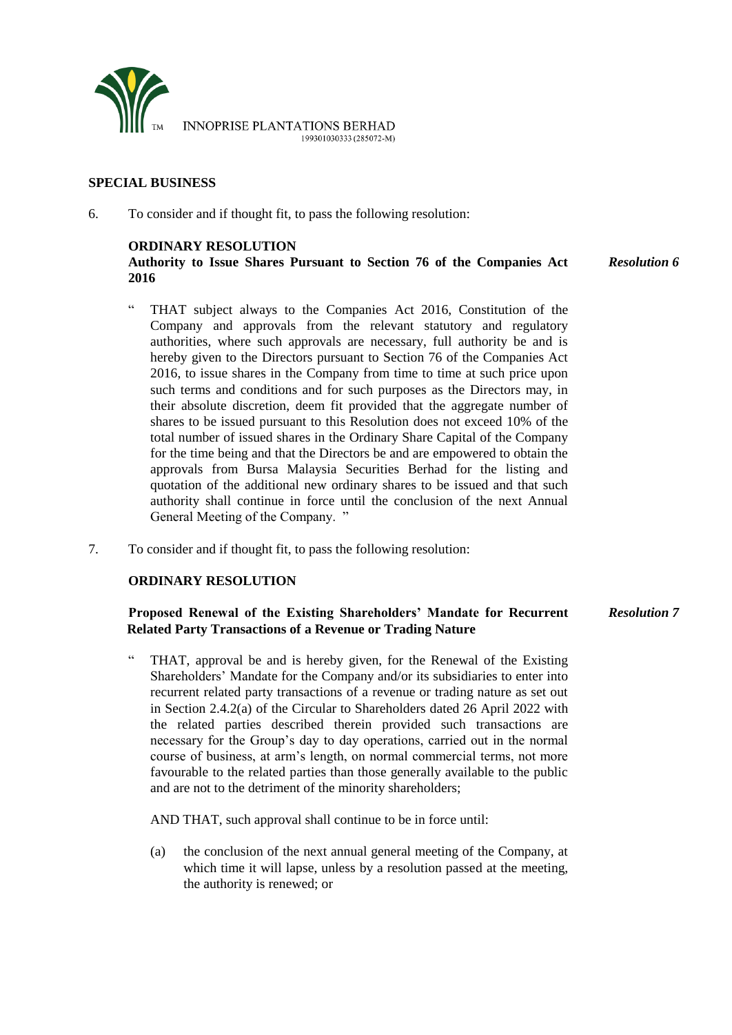## SPECIAL BUSINESS

6. To consider and if thought fit, to pass the following resolution:

**ORDINARY RESOLUTION**
**Authority to Issue Shares Pursuant to Section 76 of the Companies Act 2016** ***Resolution 6***

" THAT subject always to the Companies Act 2016, Constitution of the Company and approvals from the relevant statutory and regulatory authorities, where such approvals are necessary, full authority be and is hereby given to the Directors pursuant to Section 76 of the Companies Act 2016, to issue shares in the Company from time to time at such price upon such terms and conditions and for such purposes as the Directors may, in their absolute discretion, deem fit provided that the aggregate number of shares to be issued pursuant to this Resolution does not exceed 10% of the total number of issued shares in the Ordinary Share Capital of the Company for the time being and that the Directors be and are empowered to obtain the approvals from Bursa Malaysia Securities Berhad for the listing and quotation of the additional new ordinary shares to be issued and that such authority shall continue in force until the conclusion of the next Annual General Meeting of the Company. "

7. To consider and if thought fit, to pass the following resolution:

**ORDINARY RESOLUTION**

**Proposed Renewal of the Existing Shareholders' Mandate for Recurrent Related Party Transactions of a Revenue or Trading Nature** ***Resolution 7***

" THAT, approval be and is hereby given, for the Renewal of the Existing Shareholders' Mandate for the Company and/or its subsidiaries to enter into recurrent related party transactions of a revenue or trading nature as set out in Section 2.4.2(a) of the Circular to Shareholders dated 26 April 2022 with the related parties described therein provided such transactions are necessary for the Group's day to day operations, carried out in the normal course of business, at arm's length, on normal commercial terms, not more favourable to the related parties than those generally available to the public and are not to the detriment of the minority shareholders;

AND THAT, such approval shall continue to be in force until:

(a) the conclusion of the next annual general meeting of the Company, at which time it will lapse, unless by a resolution passed at the meeting, the authority is renewed; or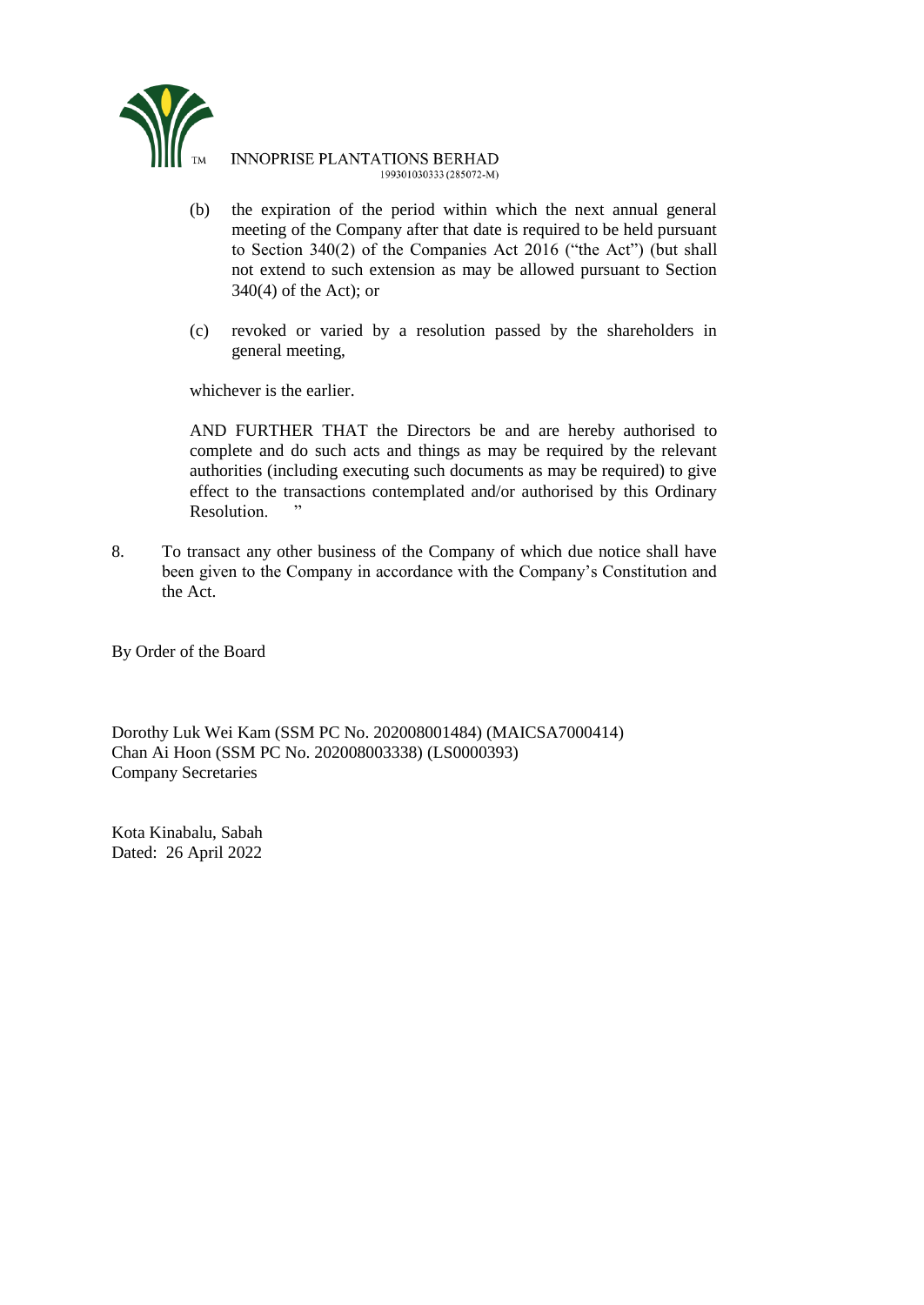(b) the expiration of the period within which the next annual general meeting of the Company after that date is required to be held pursuant to Section 340(2) of the Companies Act 2016 ("the Act") (but shall not extend to such extension as may be allowed pursuant to Section 340(4) of the Act); or

(c) revoked or varied by a resolution passed by the shareholders in general meeting,

whichever is the earlier.

AND FURTHER THAT the Directors be and are hereby authorised to complete and do such acts and things as may be required by the relevant authorities (including executing such documents as may be required) to give effect to the transactions contemplated and/or authorised by this Ordinary Resolution. "

8. To transact any other business of the Company of which due notice shall have been given to the Company in accordance with the Company's Constitution and the Act.

By Order of the Board

Dorothy Luk Wei Kam (SSM PC No. 202008001484) (MAICSA7000414)
Chan Ai Hoon (SSM PC No. 202008003338) (LS0000393)
Company Secretaries

Kota Kinabalu, Sabah
Dated: 26 April 2022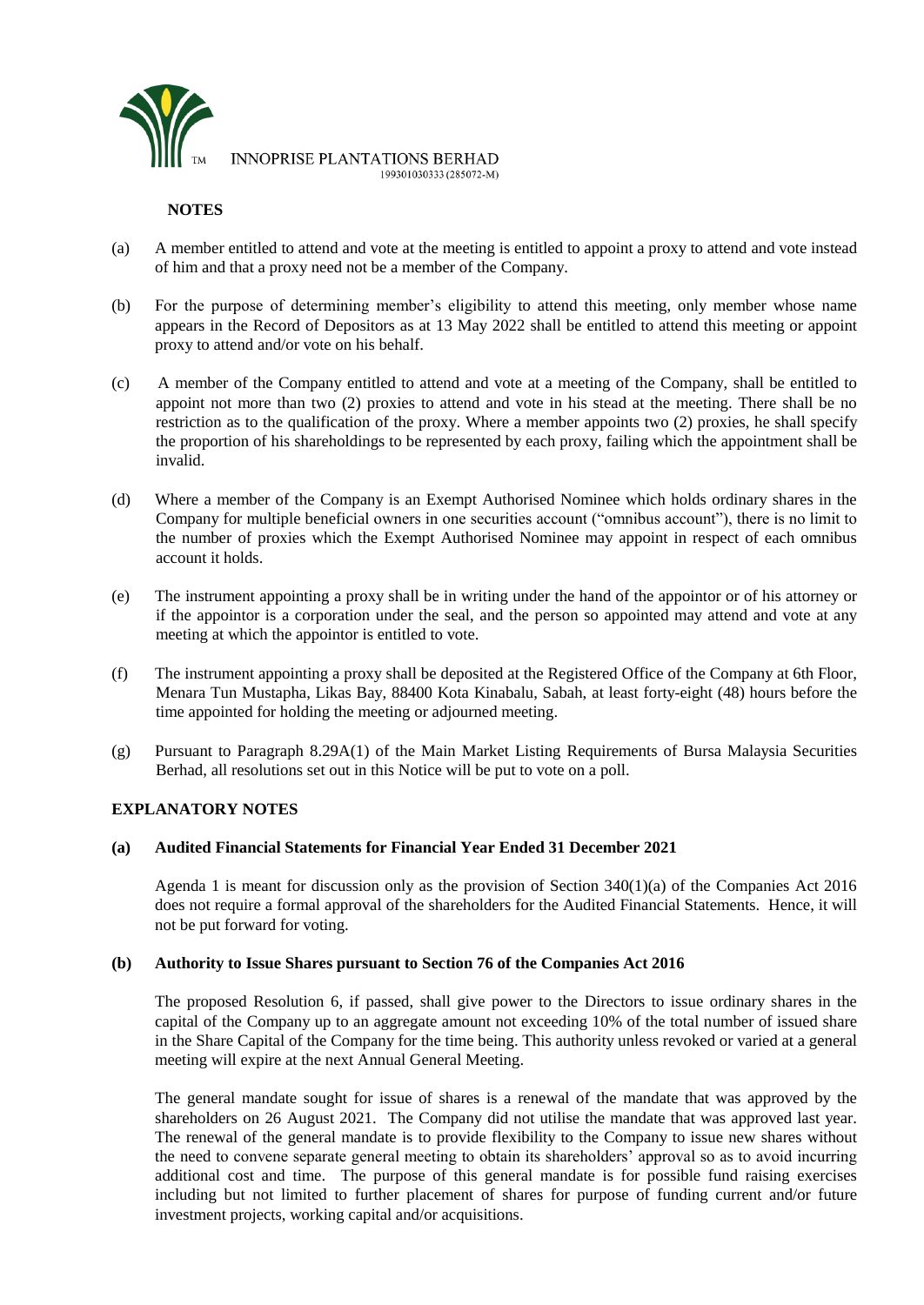INNOPRISE PLANTATIONS BERHAD
199301030333 (285072-M)

**NOTES**

(a) A member entitled to attend and vote at the meeting is entitled to appoint a proxy to attend and vote instead of him and that a proxy need not be a member of the Company.

(b) For the purpose of determining member's eligibility to attend this meeting, only member whose name appears in the Record of Depositors as at 13 May 2022 shall be entitled to attend this meeting or appoint proxy to attend and/or vote on his behalf.

(c) A member of the Company entitled to attend and vote at a meeting of the Company, shall be entitled to appoint not more than two (2) proxies to attend and vote in his stead at the meeting. There shall be no restriction as to the qualification of the proxy. Where a member appoints two (2) proxies, he shall specify the proportion of his shareholdings to be represented by each proxy, failing which the appointment shall be invalid.

(d) Where a member of the Company is an Exempt Authorised Nominee which holds ordinary shares in the Company for multiple beneficial owners in one securities account ("omnibus account"), there is no limit to the number of proxies which the Exempt Authorised Nominee may appoint in respect of each omnibus account it holds.

(e) The instrument appointing a proxy shall be in writing under the hand of the appointor or of his attorney or if the appointor is a corporation under the seal, and the person so appointed may attend and vote at any meeting at which the appointor is entitled to vote.

(f) The instrument appointing a proxy shall be deposited at the Registered Office of the Company at 6th Floor, Menara Tun Mustapha, Likas Bay, 88400 Kota Kinabalu, Sabah, at least forty-eight (48) hours before the time appointed for holding the meeting or adjourned meeting.

(g) Pursuant to Paragraph 8.29A(1) of the Main Market Listing Requirements of Bursa Malaysia Securities Berhad, all resolutions set out in this Notice will be put to vote on a poll.

**EXPLANATORY NOTES**

**(a) Audited Financial Statements for Financial Year Ended 31 December 2021**

Agenda 1 is meant for discussion only as the provision of Section 340(1)(a) of the Companies Act 2016 does not require a formal approval of the shareholders for the Audited Financial Statements. Hence, it will not be put forward for voting.

**(b) Authority to Issue Shares pursuant to Section 76 of the Companies Act 2016**

The proposed Resolution 6, if passed, shall give power to the Directors to issue ordinary shares in the capital of the Company up to an aggregate amount not exceeding 10% of the total number of issued share in the Share Capital of the Company for the time being. This authority unless revoked or varied at a general meeting will expire at the next Annual General Meeting.

The general mandate sought for issue of shares is a renewal of the mandate that was approved by the shareholders on 26 August 2021. The Company did not utilise the mandate that was approved last year. The renewal of the general mandate is to provide flexibility to the Company to issue new shares without the need to convene separate general meeting to obtain its shareholders' approval so as to avoid incurring additional cost and time. The purpose of this general mandate is for possible fund raising exercises including but not limited to further placement of shares for purpose of funding current and/or future investment projects, working capital and/or acquisitions.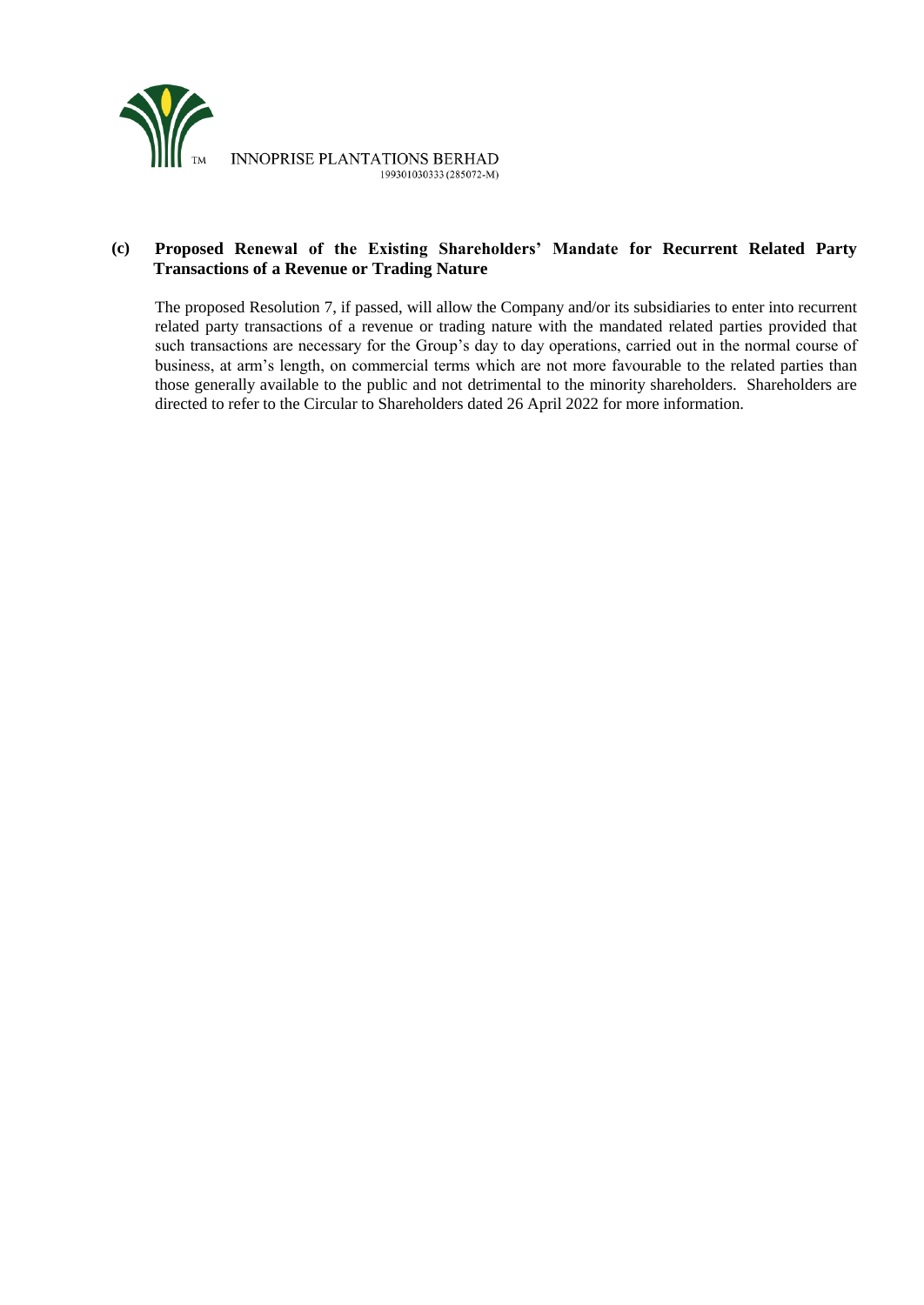### (c) Proposed Renewal of the Existing Shareholders' Mandate for Recurrent Related Party Transactions of a Revenue or Trading Nature

The proposed Resolution 7, if passed, will allow the Company and/or its subsidiaries to enter into recurrent related party transactions of a revenue or trading nature with the mandated related parties provided that such transactions are necessary for the Group's day to day operations, carried out in the normal course of business, at arm's length, on commercial terms which are not more favourable to the related parties than those generally available to the public and not detrimental to the minority shareholders. Shareholders are directed to refer to the Circular to Shareholders dated 26 April 2022 for more information.